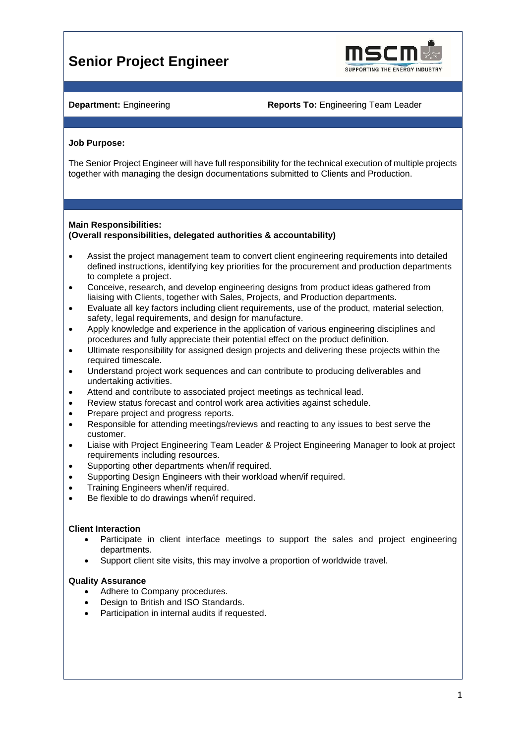# Senior Project Engineer

**Department:** Engineering

**Reports To:** Engineering Team Leader

**Job Purpose:**

The Senior Project Engineer will have full responsibility for the technical execution of multiple projects together with managing the design documentations submitted to Clients and Production.

**Main Responsibilities:**
**(Overall responsibilities, delegated authorities & accountability)**

- Assist the project management team to convert client engineering requirements into detailed defined instructions, identifying key priorities for the procurement and production departments to complete a project.
- Conceive, research, and develop engineering designs from product ideas gathered from liaising with Clients, together with Sales, Projects, and Production departments.
- Evaluate all key factors including client requirements, use of the product, material selection, safety, legal requirements, and design for manufacture.
- Apply knowledge and experience in the application of various engineering disciplines and procedures and fully appreciate their potential effect on the product definition.
- Ultimate responsibility for assigned design projects and delivering these projects within the required timescale.
- Understand project work sequences and can contribute to producing deliverables and undertaking activities.
- Attend and contribute to associated project meetings as technical lead.
- Review status forecast and control work area activities against schedule.
- Prepare project and progress reports.
- Responsible for attending meetings/reviews and reacting to any issues to best serve the customer.
- Liaise with Project Engineering Team Leader & Project Engineering Manager to look at project requirements including resources.
- Supporting other departments when/if required.
- Supporting Design Engineers with their workload when/if required.
- Training Engineers when/if required.
- Be flexible to do drawings when/if required.

**Client Interaction**

- Participate in client interface meetings to support the sales and project engineering departments.
- Support client site visits, this may involve a proportion of worldwide travel.

**Quality Assurance**

- Adhere to Company procedures.
- Design to British and ISO Standards.
- Participation in internal audits if requested.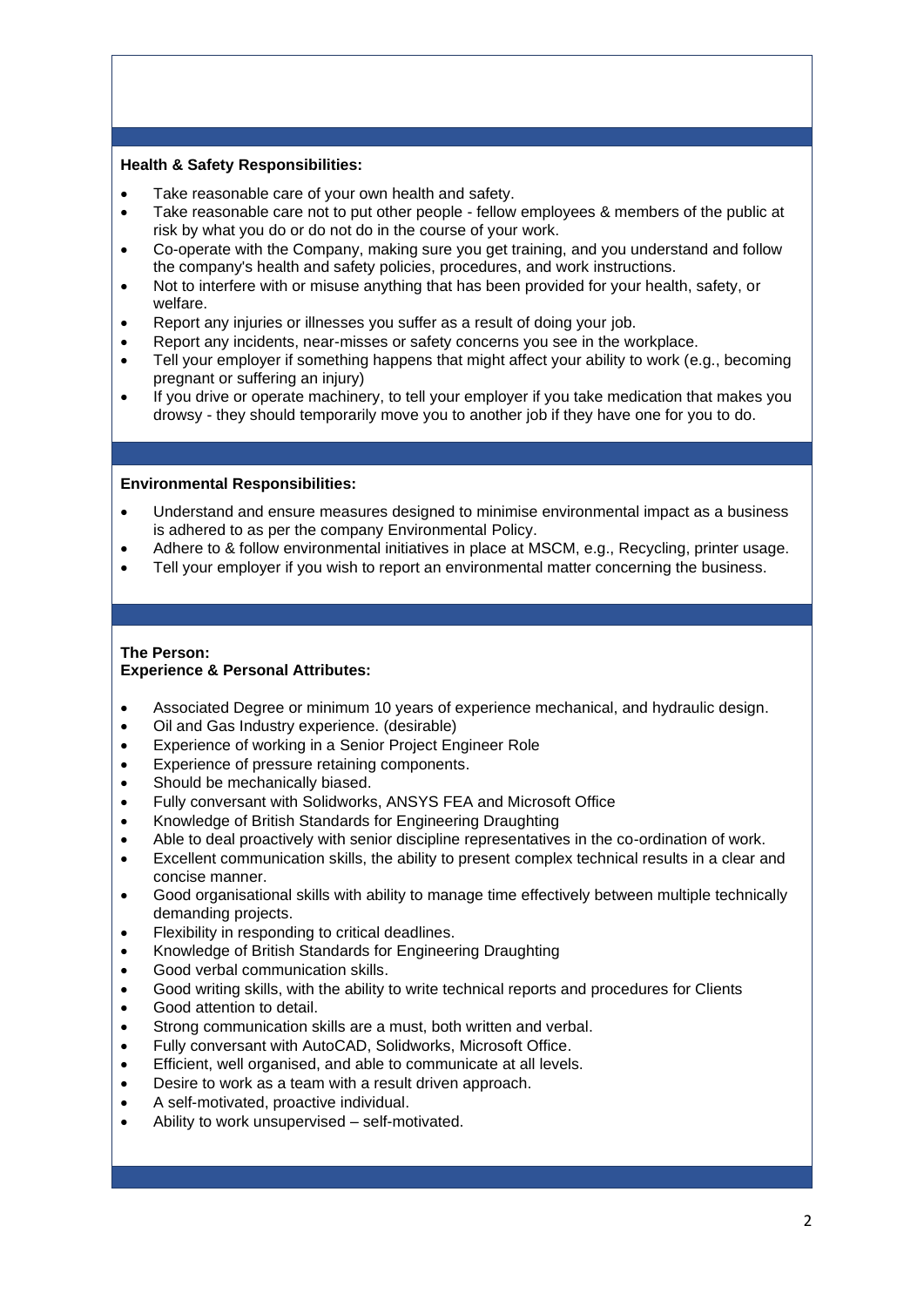**Health & Safety Responsibilities:**

- Take reasonable care of your own health and safety.
- Take reasonable care not to put other people - fellow employees & members of the public at risk by what you do or do not do in the course of your work.
- Co-operate with the Company, making sure you get training, and you understand and follow the company's health and safety policies, procedures, and work instructions.
- Not to interfere with or misuse anything that has been provided for your health, safety, or welfare.
- Report any injuries or illnesses you suffer as a result of doing your job.
- Report any incidents, near-misses or safety concerns you see in the workplace.
- Tell your employer if something happens that might affect your ability to work (e.g., becoming pregnant or suffering an injury)
- If you drive or operate machinery, to tell your employer if you take medication that makes you drowsy - they should temporarily move you to another job if they have one for you to do.

**Environmental Responsibilities:**

- Understand and ensure measures designed to minimise environmental impact as a business is adhered to as per the company Environmental Policy.
- Adhere to & follow environmental initiatives in place at MSCM, e.g., Recycling, printer usage.
- Tell your employer if you wish to report an environmental matter concerning the business.

**The Person:**
**Experience & Personal Attributes:**

- Associated Degree or minimum 10 years of experience mechanical, and hydraulic design.
- Oil and Gas Industry experience. (desirable)
- Experience of working in a Senior Project Engineer Role
- Experience of pressure retaining components.
- Should be mechanically biased.
- Fully conversant with Solidworks, ANSYS FEA and Microsoft Office
- Knowledge of British Standards for Engineering Draughting
- Able to deal proactively with senior discipline representatives in the co-ordination of work.
- Excellent communication skills, the ability to present complex technical results in a clear and concise manner.
- Good organisational skills with ability to manage time effectively between multiple technically demanding projects.
- Flexibility in responding to critical deadlines.
- Knowledge of British Standards for Engineering Draughting
- Good verbal communication skills.
- Good writing skills, with the ability to write technical reports and procedures for Clients
- Good attention to detail.
- Strong communication skills are a must, both written and verbal.
- Fully conversant with AutoCAD, Solidworks, Microsoft Office.
- Efficient, well organised, and able to communicate at all levels.
- Desire to work as a team with a result driven approach.
- A self-motivated, proactive individual.
- Ability to work unsupervised – self-motivated.